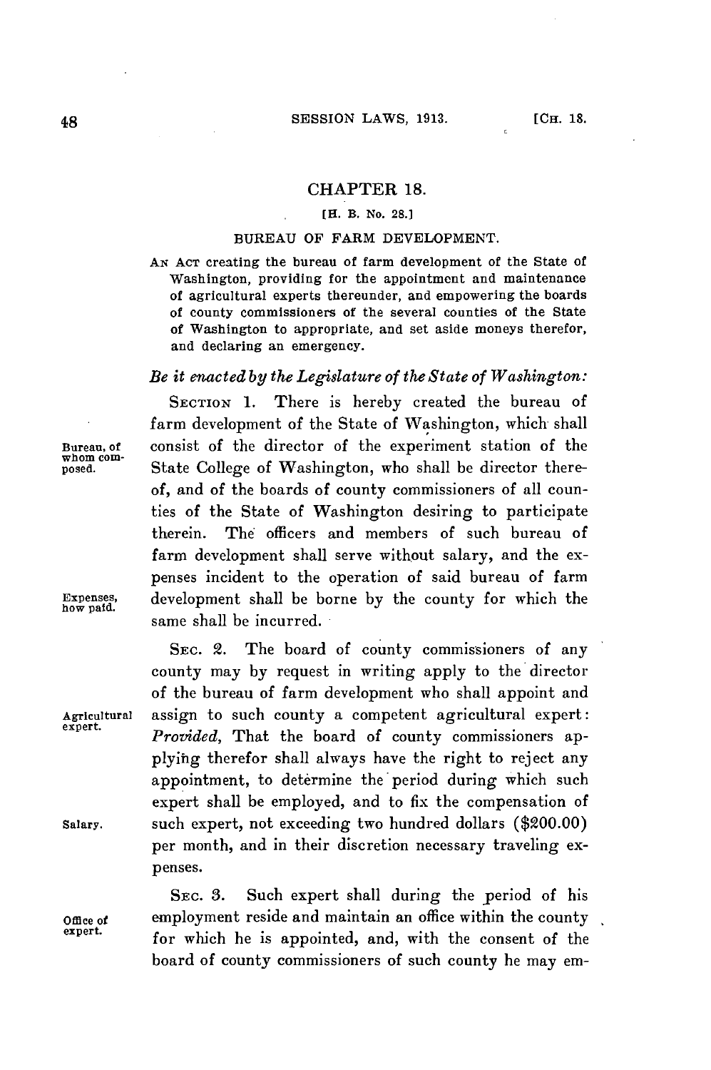# CHAPTER 18.

[H. B. No. 28.]

## BUREAU OF FARM DEVELOPMENT.

AN ACT creating the bureau of farm development of the State of Washington, providing for the appointment and maintenance of agricultural experts thereunder, and empowering the boards of county commissioners of the several counties of the State of Washington to appropriate, and set aside moneys therefor, and declaring an emergency.

*Be it enacted by the Legislature of the State of Washington:*

Bureau, of whom composed.

SECTION 1. There is hereby created the bureau of farm development of the State of Washington, which shall consist of the director of the experiment station of the State College of Washington, who shall be director thereof, and of the boards of county commissioners of all counties of the State of Washington desiring to participate therein. The officers and members of such bureau of farm development shall serve without salary, and the expenses incident to the operation of said bureau of farm development shall be borne by the county for which the same shall be incurred.

Expenses, how paid.

Agricultural expert.

SEC. 2. The board of county commissioners of any county may by request in writing apply to the director of the bureau of farm development who shall appoint and assign to such county a competent agricultural expert: *Provided*, That the board of county commissioners applying therefor shall always have the right to reject any appointment, to determine the period during which such expert shall be employed, and to fix the compensation of such expert, not exceeding two hundred dollars ($200.00) per month, and in their discretion necessary traveling expenses.

Salary.

Office of expert.

SEC. 3. Such expert shall during the period of his employment reside and maintain an office within the county for which he is appointed, and, with the consent of the board of county commissioners of such county he may em-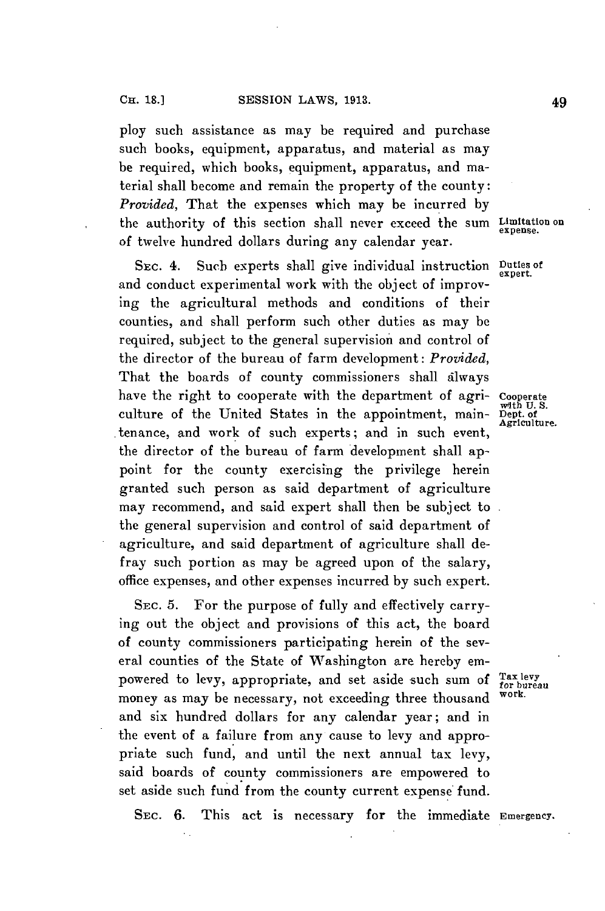ploy such assistance as may be required and purchase such books, equipment, apparatus, and material as may be required, which books, equipment, apparatus, and material shall become and remain the property of the county: *Provided,* That the expenses which may be incurred by the authority of this section shall never exceed the sum of twelve hundred dollars during any calendar year.

Limitation on expense.

SEC. 4. Such experts shall give individual instruction and conduct experimental work with the object of improving the agricultural methods and conditions of their counties, and shall perform such other duties as may be required, subject to the general supervision and control of the director of the bureau of farm development: *Provided,* That the boards of county commissioners shall always have the right to cooperate with the department of agriculture of the United States in the appointment, maintenance, and work of such experts; and in such event, the director of the bureau of farm development shall appoint for the county exercising the privilege herein granted such person as said department of agriculture may recommend, and said expert shall then be subject to the general supervision and control of said department of agriculture, and said department of agriculture shall defray such portion as may be agreed upon of the salary, office expenses, and other expenses incurred by such expert.

Duties of expert.

Cooperate with U. S. Dept. of Agriculture.

SEC. 5. For the purpose of fully and effectively carrying out the object and provisions of this act, the board of county commissioners participating herein of the several counties of the State of Washington are hereby empowered to levy, appropriate, and set aside such sum of money as may be necessary, not exceeding three thousand and six hundred dollars for any calendar year; and in the event of a failure from any cause to levy and appropriate such fund, and until the next annual tax levy, said boards of county commissioners are empowered to set aside such fund from the county current expense fund.

Tax levy for bureau work.

SEC. 6. This act is necessary for the immediate

Emergency.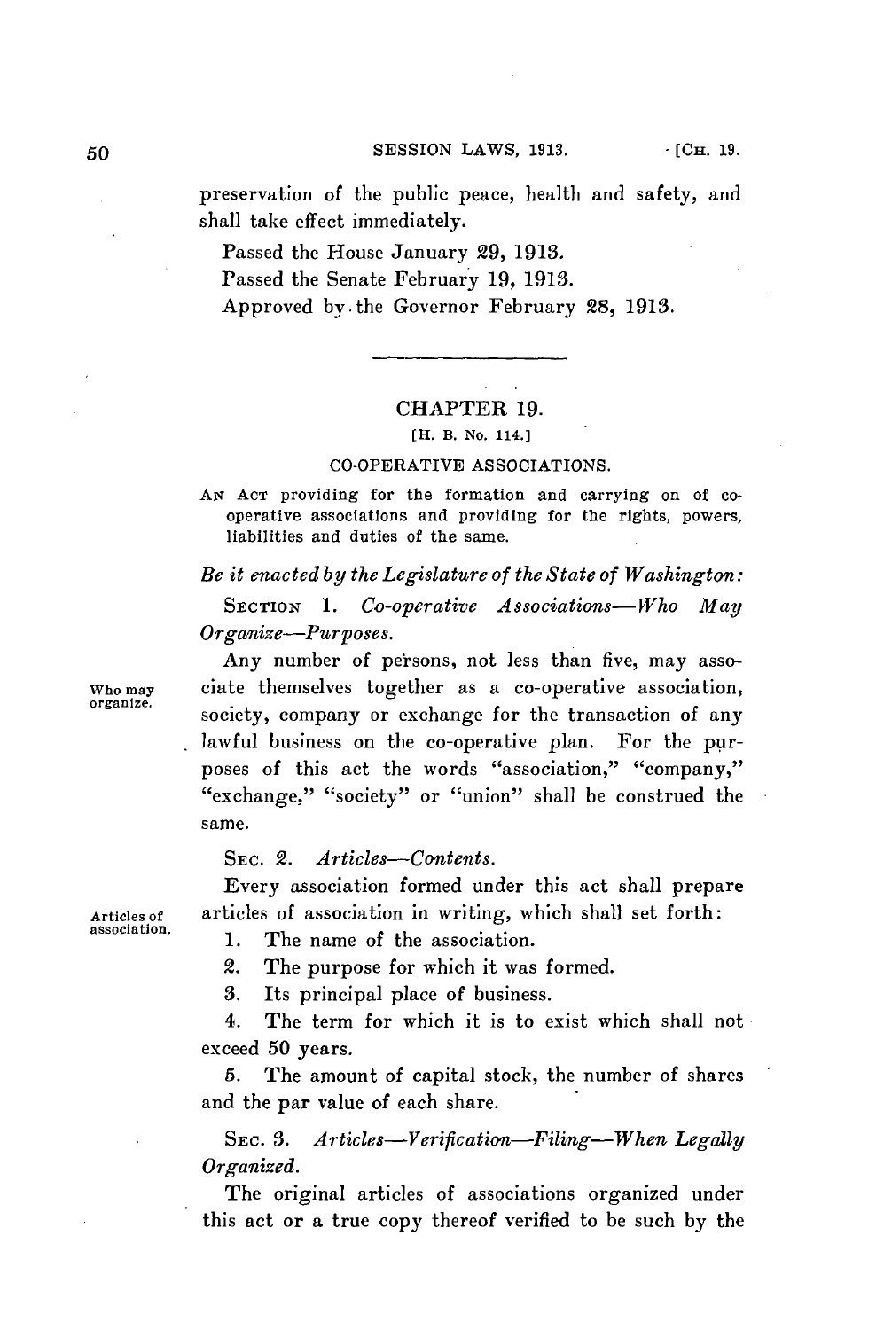preservation of the public peace, health and safety, and shall take effect immediately.

Passed the House January 29, 1913.

Passed the Senate February 19, 1913.

Approved by the Governor February 28, 1913.

---

## CHAPTER 19.

[H. B. No. 114.]

### CO-OPERATIVE ASSOCIATIONS.

AN ACT providing for the formation and carrying on of co-operative associations and providing for the rights, powers, liabilities and duties of the same.

*Be it enacted by the Legislature of the State of Washington:*

SECTION 1. *Co-operative Associations—Who May Organize—Purposes.*

Who may organize.

Any number of persons, not less than five, may associate themselves together as a co-operative association, society, company or exchange for the transaction of any lawful business on the co-operative plan. For the purposes of this act the words "association," "company," "exchange," "society" or "union" shall be construed the same.

SEC. 2. *Articles—Contents.*

Articles of association.

Every association formed under this act shall prepare articles of association in writing, which shall set forth:

1. The name of the association.
2. The purpose for which it was formed.
3. Its principal place of business.
4. The term for which it is to exist which shall not exceed 50 years.
5. The amount of capital stock, the number of shares and the par value of each share.

SEC. 3. *Articles—Verification—Filing—When Legally Organized.*

The original articles of associations organized under this act or a true copy thereof verified to be such by the